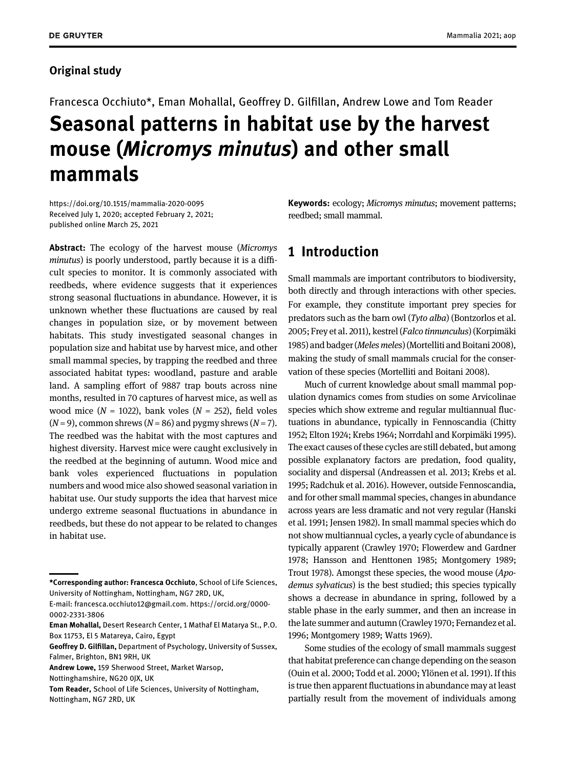**Original study**

Francesca Occhiuto*, Eman Mohallal, Geoffrey D. Gilfillan, Andrew Lowe and Tom Reader

# Seasonal patterns in habitat use by the harvest mouse (*Micromys minutus*) and other small mammals

https://doi.org/10.1515/mammalia-2020-0095
Received July 1, 2020; accepted February 2, 2021;
published online March 25, 2021

**Abstract:** The ecology of the harvest mouse (*Micromys minutus*) is poorly understood, partly because it is a difficult species to monitor. It is commonly associated with reedbeds, where evidence suggests that it experiences strong seasonal fluctuations in abundance. However, it is unknown whether these fluctuations are caused by real changes in population size, or by movement between habitats. This study investigated seasonal changes in population size and habitat use by harvest mice, and other small mammal species, by trapping the reedbed and three associated habitat types: woodland, pasture and arable land. A sampling effort of 9887 trap bouts across nine months, resulted in 70 captures of harvest mice, as well as wood mice ($N$ = 1022), bank voles ($N$ = 252), field voles ($N$ = 9), common shrews ($N$ = 86) and pygmy shrews ($N$ = 7). The reedbed was the habitat with the most captures and highest diversity. Harvest mice were caught exclusively in the reedbed at the beginning of autumn. Wood mice and bank voles experienced fluctuations in population numbers and wood mice also showed seasonal variation in habitat use. Our study supports the idea that harvest mice undergo extreme seasonal fluctuations in abundance in reedbeds, but these do not appear to be related to changes in habitat use.

**Keywords:** ecology; *Micromys minutus*; movement patterns; reedbed; small mammal.

## 1 Introduction

Small mammals are important contributors to biodiversity, both directly and through interactions with other species. For example, they constitute important prey species for predators such as the barn owl (*Tyto alba*) (Bontzorlos et al. 2005; Frey et al. 2011), kestrel (*Falco tinnunculus*) (Korpimäki 1985) and badger (*Meles meles*) (Mortelliti and Boitani 2008), making the study of small mammals crucial for the conservation of these species (Mortelliti and Boitani 2008).

Much of current knowledge about small mammal population dynamics comes from studies on some Arvicolinae species which show extreme and regular multiannual fluctuations in abundance, typically in Fennoscandia (Chitty 1952; Elton 1924; Krebs 1964; Norrdahl and Korpimäki 1995). The exact causes of these cycles are still debated, but among possible explanatory factors are predation, food quality, sociality and dispersal (Andreassen et al. 2013; Krebs et al. 1995; Radchuk et al. 2016). However, outside Fennoscandia, and for other small mammal species, changes in abundance across years are less dramatic and not very regular (Hanski et al. 1991; Jensen 1982). In small mammal species which do not show multiannual cycles, a yearly cycle of abundance is typically apparent (Crawley 1970; Flowerdew and Gardner 1978; Hansson and Henttonen 1985; Montgomery 1989; Trout 1978). Amongst these species, the wood mouse (*Apodemus sylvaticus*) is the best studied; this species typically shows a decrease in abundance in spring, followed by a stable phase in the early summer, and then an increase in the late summer and autumn (Crawley 1970; Fernandez et al. 1996; Watts 1969).

Some studies of the ecology of small mammals suggest that habitat preference can change depending on the season (Ouin et al. 2000; Todd et al. 2000; Ylönen et al. 1991). If this is true then apparent fluctuations in abundance may at least partially result from the movement of individuals among

---

***Corresponding author: Francesca Occhiuto**, School of Life Sciences, University of Nottingham, Nottingham, NG7 2RD, UK,
E-mail: francesca.occhiuto12@gmail.com. https://orcid.org/0000-0002-2331-3806
**Eman Mohallal,** Desert Research Center, 1 Mathaf El Matarya St., P.O. Box 11753, El 5 Matareya, Cairo, Egypt
**Geoffrey D. Gilfillan,** Department of Psychology, University of Sussex, Falmer, Brighton, BN1 9RH, UK
**Andrew Lowe,** 159 Sherwood Street, Market Warsop, Nottinghamshire, NG20 0JX, UK
**Tom Reader,** School of Life Sciences, University of Nottingham, Nottingham, NG7 2RD, UK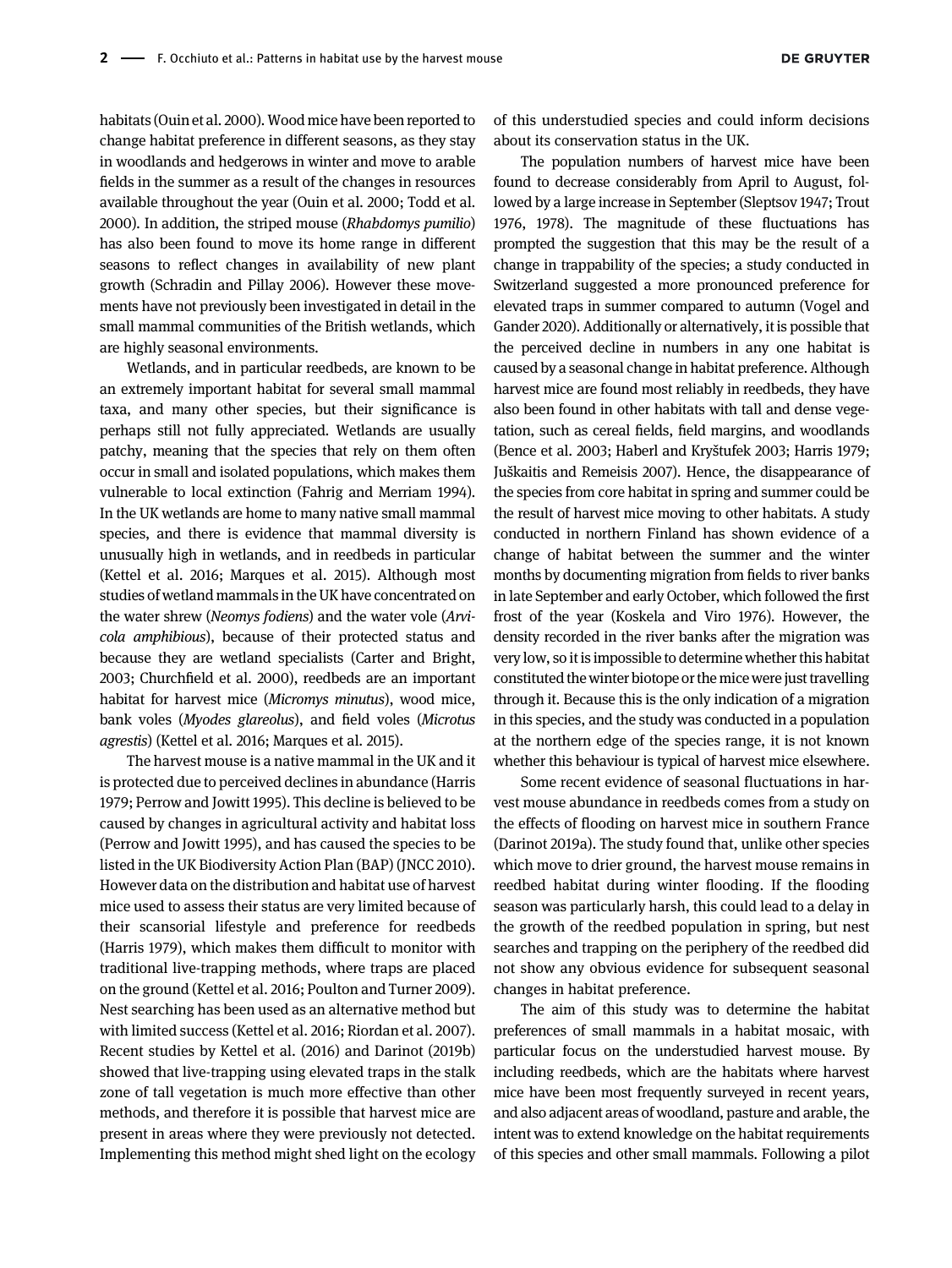habitats (Ouin et al. 2000). Wood mice have been reported to change habitat preference in different seasons, as they stay in woodlands and hedgerows in winter and move to arable fields in the summer as a result of the changes in resources available throughout the year (Ouin et al. 2000; Todd et al. 2000). In addition, the striped mouse (*Rhabdomys pumilio*) has also been found to move its home range in different seasons to reflect changes in availability of new plant growth (Schradin and Pillay 2006). However these movements have not previously been investigated in detail in the small mammal communities of the British wetlands, which are highly seasonal environments.

Wetlands, and in particular reedbeds, are known to be an extremely important habitat for several small mammal taxa, and many other species, but their significance is perhaps still not fully appreciated. Wetlands are usually patchy, meaning that the species that rely on them often occur in small and isolated populations, which makes them vulnerable to local extinction (Fahrig and Merriam 1994). In the UK wetlands are home to many native small mammal species, and there is evidence that mammal diversity is unusually high in wetlands, and in reedbeds in particular (Kettel et al. 2016; Marques et al. 2015). Although most studies of wetland mammals in the UK have concentrated on the water shrew (*Neomys fodiens*) and the water vole (*Arvicola amphibious*), because of their protected status and because they are wetland specialists (Carter and Bright, 2003; Churchfield et al. 2000), reedbeds are an important habitat for harvest mice (*Micromys minutus*), wood mice, bank voles (*Myodes glareolus*), and field voles (*Microtus agrestis*) (Kettel et al. 2016; Marques et al. 2015).

The harvest mouse is a native mammal in the UK and it is protected due to perceived declines in abundance (Harris 1979; Perrow and Jowitt 1995). This decline is believed to be caused by changes in agricultural activity and habitat loss (Perrow and Jowitt 1995), and has caused the species to be listed in the UK Biodiversity Action Plan (BAP) (JNCC 2010). However data on the distribution and habitat use of harvest mice used to assess their status are very limited because of their scansorial lifestyle and preference for reedbeds (Harris 1979), which makes them difficult to monitor with traditional live-trapping methods, where traps are placed on the ground (Kettel et al. 2016; Poulton and Turner 2009). Nest searching has been used as an alternative method but with limited success (Kettel et al. 2016; Riordan et al. 2007). Recent studies by Kettel et al. (2016) and Darinot (2019b) showed that live-trapping using elevated traps in the stalk zone of tall vegetation is much more effective than other methods, and therefore it is possible that harvest mice are present in areas where they were previously not detected. Implementing this method might shed light on the ecology of this understudied species and could inform decisions about its conservation status in the UK.

The population numbers of harvest mice have been found to decrease considerably from April to August, followed by a large increase in September (Sleptsov 1947; Trout 1976, 1978). The magnitude of these fluctuations has prompted the suggestion that this may be the result of a change in trappability of the species; a study conducted in Switzerland suggested a more pronounced preference for elevated traps in summer compared to autumn (Vogel and Gander 2020). Additionally or alternatively, it is possible that the perceived decline in numbers in any one habitat is caused by a seasonal change in habitat preference. Although harvest mice are found most reliably in reedbeds, they have also been found in other habitats with tall and dense vegetation, such as cereal fields, field margins, and woodlands (Bence et al. 2003; Haberl and Kryštufek 2003; Harris 1979; Juškaitis and Remeisis 2007). Hence, the disappearance of the species from core habitat in spring and summer could be the result of harvest mice moving to other habitats. A study conducted in northern Finland has shown evidence of a change of habitat between the summer and the winter months by documenting migration from fields to river banks in late September and early October, which followed the first frost of the year (Koskela and Viro 1976). However, the density recorded in the river banks after the migration was very low, so it is impossible to determine whether this habitat constituted the winter biotope or the mice were just travelling through it. Because this is the only indication of a migration in this species, and the study was conducted in a population at the northern edge of the species range, it is not known whether this behaviour is typical of harvest mice elsewhere.

Some recent evidence of seasonal fluctuations in harvest mouse abundance in reedbeds comes from a study on the effects of flooding on harvest mice in southern France (Darinot 2019a). The study found that, unlike other species which move to drier ground, the harvest mouse remains in reedbed habitat during winter flooding. If the flooding season was particularly harsh, this could lead to a delay in the growth of the reedbed population in spring, but nest searches and trapping on the periphery of the reedbed did not show any obvious evidence for subsequent seasonal changes in habitat preference.

The aim of this study was to determine the habitat preferences of small mammals in a habitat mosaic, with particular focus on the understudied harvest mouse. By including reedbeds, which are the habitats where harvest mice have been most frequently surveyed in recent years, and also adjacent areas of woodland, pasture and arable, the intent was to extend knowledge on the habitat requirements of this species and other small mammals. Following a pilot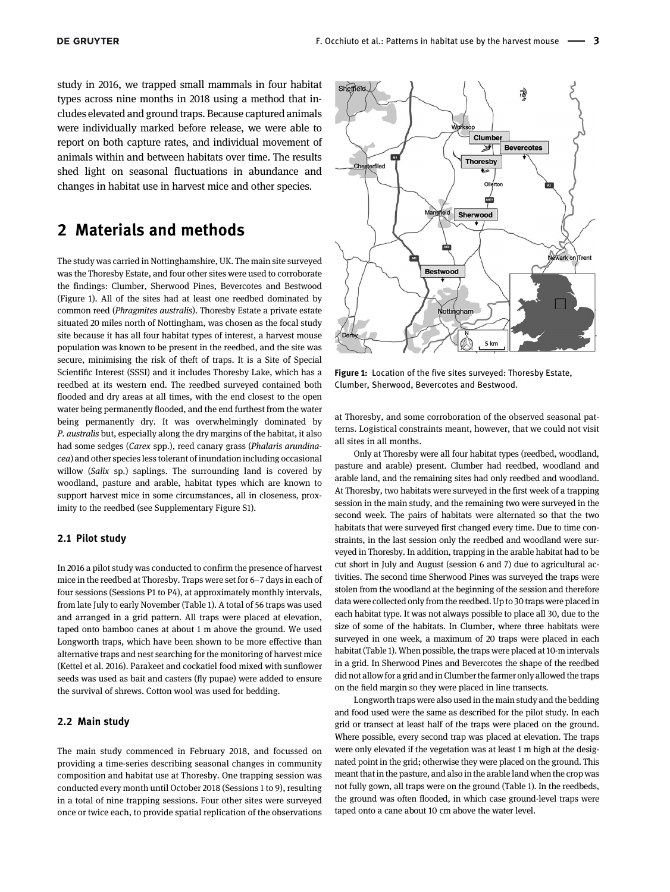study in 2016, we trapped small mammals in four habitat types across nine months in 2018 using a method that includes elevated and ground traps. Because captured animals were individually marked before release, we were able to report on both capture rates, and individual movement of animals within and between habitats over time. The results shed light on seasonal fluctuations in abundance and changes in habitat use in harvest mice and other species.

# 2 Materials and methods

The study was carried in Nottinghamshire, UK. The main site surveyed was the Thoresby Estate, and four other sites were used to corroborate the findings: Clumber, Sherwood Pines, Bevercotes and Bestwood (Figure 1). All of the sites had at least one reedbed dominated by common reed (*Phragmites australis*). Thoresby Estate a private estate situated 20 miles north of Nottingham, was chosen as the focal study site because it has all four habitat types of interest, a harvest mouse population was known to be present in the reedbed, and the site was secure, minimising the risk of theft of traps. It is a Site of Special Scientific Interest (SSSI) and it includes Thoresby Lake, which has a reedbed at its western end. The reedbed surveyed contained both flooded and dry areas at all times, with the end closest to the open water being permanently flooded, and the end furthest from the water being permanently dry. It was overwhelmingly dominated by *P. australis* but, especially along the dry margins of the habitat, it also had some sedges (*Carex* spp.), reed canary grass (*Phalaris arundinacea*) and other species less tolerant of inundation including occasional willow (*Salix* sp.) saplings. The surrounding land is covered by woodland, pasture and arable, habitat types which are known to support harvest mice in some circumstances, all in closeness, proximity to the reedbed (see Supplementary Figure S1).

Figure 1: Location of the five sites surveyed: Thoresby Estate, Clumber, Sherwood, Bevercotes and Bestwood.

## 2.1 Pilot study

In 2016 a pilot study was conducted to confirm the presence of harvest mice in the reedbed at Thoresby. Traps were set for 6–7 days in each of four sessions (Sessions P1 to P4), at approximately monthly intervals, from late July to early November (Table 1). A total of 56 traps was used and arranged in a grid pattern. All traps were placed at elevation, taped onto bamboo canes at about 1 m above the ground. We used Longworth traps, which have been shown to be more effective than alternative traps and nest searching for the monitoring of harvest mice (Kettel et al. 2016). Parakeet and cockatiel food mixed with sunflower seeds was used as bait and casters (fly pupae) were added to ensure the survival of shrews. Cotton wool was used for bedding.

## 2.2 Main study

The main study commenced in February 2018, and focussed on providing a time-series describing seasonal changes in community composition and habitat use at Thoresby. One trapping session was conducted every month until October 2018 (Sessions 1 to 9), resulting in a total of nine trapping sessions. Four other sites were surveyed once or twice each, to provide spatial replication of the observations at Thoresby, and some corroboration of the observed seasonal patterns. Logistical constraints meant, however, that we could not visit all sites in all months.

Only at Thoresby were all four habitat types (reedbed, woodland, pasture and arable) present. Clumber had reedbed, woodland and arable land, and the remaining sites had only reedbed and woodland. At Thoresby, two habitats were surveyed in the first week of a trapping session in the main study, and the remaining two were surveyed in the second week. The pairs of habitats were alternated so that the two habitats that were surveyed first changed every time. Due to time constraints, in the last session only the reedbed and woodland were surveyed in Thoresby. In addition, trapping in the arable habitat had to be cut short in July and August (session 6 and 7) due to agricultural activities. The second time Sherwood Pines was surveyed the traps were stolen from the woodland at the beginning of the session and therefore data were collected only from the reedbed. Up to 30 traps were placed in each habitat type. It was not always possible to place all 30, due to the size of some of the habitats. In Clumber, where three habitats were surveyed in one week, a maximum of 20 traps were placed in each habitat (Table 1). When possible, the traps were placed at 10-m intervals in a grid. In Sherwood Pines and Bevercotes the shape of the reedbed did not allow for a grid and in Clumber the farmer only allowed the traps on the field margin so they were placed in line transects.

Longworth traps were also used in the main study and the bedding and food used were the same as described for the pilot study. In each grid or transect at least half of the traps were placed on the ground. Where possible, every second trap was placed at elevation. The traps were only elevated if the vegetation was at least 1 m high at the designated point in the grid; otherwise they were placed on the ground. This meant that in the pasture, and also in the arable land when the crop was not fully gown, all traps were on the ground (Table 1). In the reedbeds, the ground was often flooded, in which case ground-level traps were taped onto a cane about 10 cm above the water level.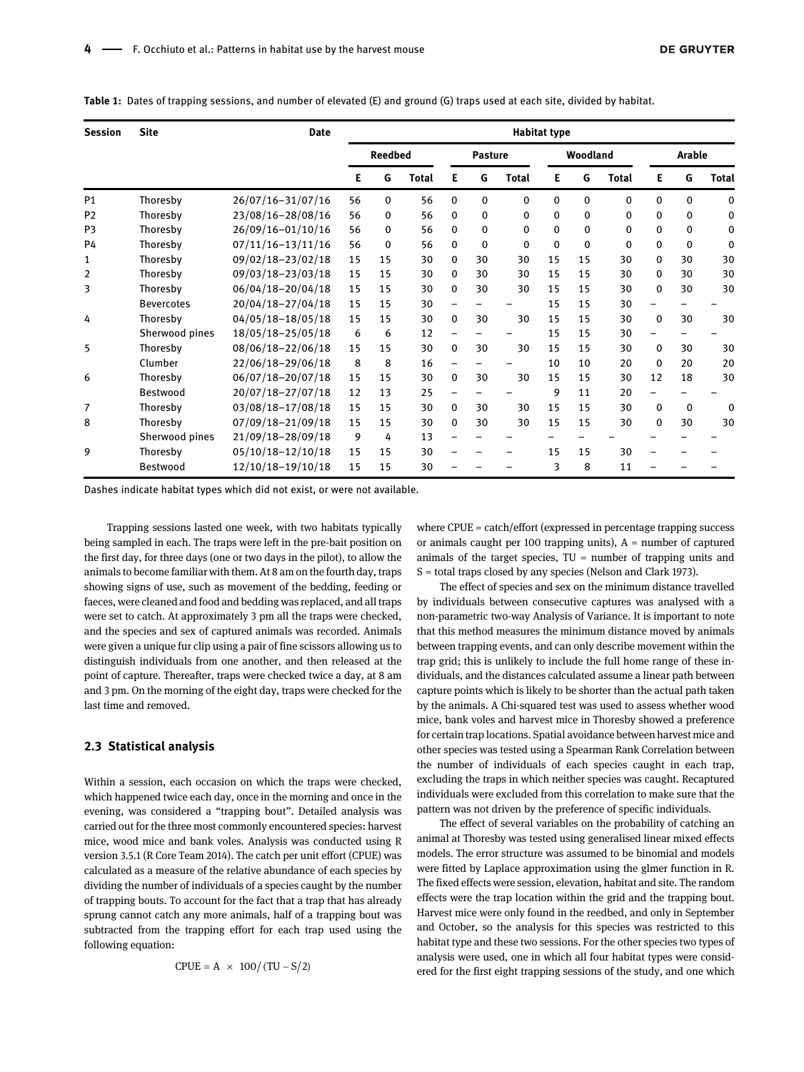**Table 1:** Dates of trapping sessions, and number of elevated (E) and ground (G) traps used at each site, divided by habitat.

| Session | Site | Date | Habitat type | | | | | | | | | | | |
|---|---|---|---|---|---|---|---|---|---|---|---|---|---|---|
| | | | Reedbed | | | Pasture | | | Woodland | | | Arable | | |
| | | | E | G | Total | E | G | Total | E | G | Total | E | G | Total |
| P1 | Thoresby | 26/07/16–31/07/16 | 56 | 0 | 56 | 0 | 0 | 0 | 0 | 0 | 0 | 0 | 0 | 0 |
| P2 | Thoresby | 23/08/16–28/08/16 | 56 | 0 | 56 | 0 | 0 | 0 | 0 | 0 | 0 | 0 | 0 | 0 |
| P3 | Thoresby | 26/09/16–01/10/16 | 56 | 0 | 56 | 0 | 0 | 0 | 0 | 0 | 0 | 0 | 0 | 0 |
| P4 | Thoresby | 07/11/16–13/11/16 | 56 | 0 | 56 | 0 | 0 | 0 | 0 | 0 | 0 | 0 | 0 | 0 |
| 1 | Thoresby | 09/02/18–23/02/18 | 15 | 15 | 30 | 0 | 30 | 30 | 15 | 15 | 30 | 0 | 30 | 30 |
| 2 | Thoresby | 09/03/18–23/03/18 | 15 | 15 | 30 | 0 | 30 | 30 | 15 | 15 | 30 | 0 | 30 | 30 |
| 3 | Thoresby | 06/04/18–20/04/18 | 15 | 15 | 30 | 0 | 30 | 30 | 15 | 15 | 30 | 0 | 30 | 30 |
| | Bevercotes | 20/04/18–27/04/18 | 15 | 15 | 30 | – | – | – | 15 | 15 | 30 | – | – | – |
| 4 | Thoresby | 04/05/18–18/05/18 | 15 | 15 | 30 | 0 | 30 | 30 | 15 | 15 | 30 | 0 | 30 | 30 |
| | Sherwood pines | 18/05/18–25/05/18 | 6 | 6 | 12 | – | – | – | 15 | 15 | 30 | – | – | – |
| 5 | Thoresby | 08/06/18–22/06/18 | 15 | 15 | 30 | 0 | 30 | 30 | 15 | 15 | 30 | 0 | 30 | 30 |
| | Clumber | 22/06/18–29/06/18 | 8 | 8 | 16 | – | – | – | 10 | 10 | 20 | 0 | 20 | 20 |
| 6 | Thoresby | 06/07/18–20/07/18 | 15 | 15 | 30 | 0 | 30 | 30 | 15 | 15 | 30 | 12 | 18 | 30 |
| | Bestwood | 20/07/18–27/07/18 | 12 | 13 | 25 | – | – | – | 9 | 11 | 20 | – | – | – |
| 7 | Thoresby | 03/08/18–17/08/18 | 15 | 15 | 30 | 0 | 30 | 30 | 15 | 15 | 30 | 0 | 0 | 0 |
| 8 | Thoresby | 07/09/18–21/09/18 | 15 | 15 | 30 | 0 | 30 | 30 | 15 | 15 | 30 | 0 | 30 | 30 |
| | Sherwood pines | 21/09/18–28/09/18 | 9 | 4 | 13 | – | – | – | – | – | – | – | – | – |
| 9 | Thoresby | 05/10/18–12/10/18 | 15 | 15 | 30 | – | – | – | 15 | 15 | 30 | – | – | – |
| | Bestwood | 12/10/18–19/10/18 | 15 | 15 | 30 | – | – | – | 3 | 8 | 11 | – | – | – |

Dashes indicate habitat types which did not exist, or were not available.

Trapping sessions lasted one week, with two habitats typically being sampled in each. The traps were left in the pre-bait position on the first day, for three days (one or two days in the pilot), to allow the animals to become familiar with them. At 8 am on the fourth day, traps showing signs of use, such as movement of the bedding, feeding or faeces, were cleaned and food and bedding was replaced, and all traps were set to catch. At approximately 3 pm all the traps were checked, and the species and sex of captured animals was recorded. Animals were given a unique fur clip using a pair of fine scissors allowing us to distinguish individuals from one another, and then released at the point of capture. Thereafter, traps were checked twice a day, at 8 am and 3 pm. On the morning of the eight day, traps were checked for the last time and removed.

### 2.3 Statistical analysis

Within a session, each occasion on which the traps were checked, which happened twice each day, once in the morning and once in the evening, was considered a "trapping bout". Detailed analysis was carried out for the three most commonly encountered species: harvest mice, wood mice and bank voles. Analysis was conducted using R version 3.5.1 (R Core Team 2014). The catch per unit effort (CPUE) was calculated as a measure of the relative abundance of each species by dividing the number of individuals of a species caught by the number of trapping bouts. To account for the fact that a trap that has already sprung cannot catch any more animals, half of a trapping bout was subtracted from the trapping effort for each trap used using the following equation:

$$\text{CPUE} = \text{A} \times 100/(\text{TU} - \text{S}/2)$$

where CPUE = catch/effort (expressed in percentage trapping success or animals caught per 100 trapping units), A = number of captured animals of the target species, TU = number of trapping units and S = total traps closed by any species (Nelson and Clark 1973).

The effect of species and sex on the minimum distance travelled by individuals between consecutive captures was analysed with a non-parametric two-way Analysis of Variance. It is important to note that this method measures the minimum distance moved by animals between trapping events, and can only describe movement within the trap grid; this is unlikely to include the full home range of these individuals, and the distances calculated assume a linear path between capture points which is likely to be shorter than the actual path taken by the animals. A Chi-squared test was used to assess whether wood mice, bank voles and harvest mice in Thoresby showed a preference for certain trap locations. Spatial avoidance between harvest mice and other species was tested using a Spearman Rank Correlation between the number of individuals of each species caught in each trap, excluding the traps in which neither species was caught. Recaptured individuals were excluded from this correlation to make sure that the pattern was not driven by the preference of specific individuals.

The effect of several variables on the probability of catching an animal at Thoresby was tested using generalised linear mixed effects models. The error structure was assumed to be binomial and models were fitted by Laplace approximation using the glmer function in R. The fixed effects were session, elevation, habitat and site. The random effects were the trap location within the grid and the trapping bout. Harvest mice were only found in the reedbed, and only in September and October, so the analysis for this species was restricted to this habitat type and these two sessions. For the other species two types of analysis were used, one in which all four habitat types were considered for the first eight trapping sessions of the study, and one which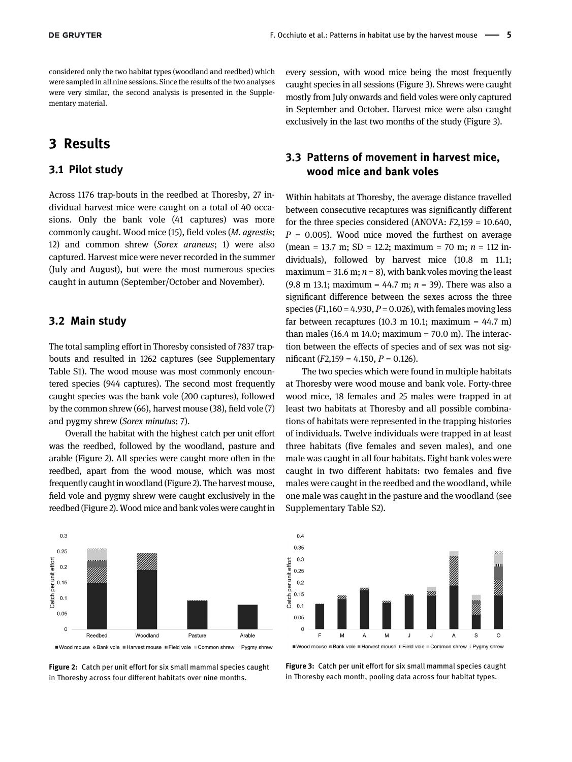considered only the two habitat types (woodland and reedbed) which were sampled in all nine sessions. Since the results of the two analyses were very similar, the second analysis is presented in the Supplementary material.

## 3 Results

### 3.1 Pilot study

Across 1176 trap-bouts in the reedbed at Thoresby, 27 individual harvest mice were caught on a total of 40 occasions. Only the bank vole (41 captures) was more commonly caught. Wood mice (15), field voles (*M. agrestis*; 12) and common shrew (*Sorex araneus*; 1) were also captured. Harvest mice were never recorded in the summer (July and August), but were the most numerous species caught in autumn (September/October and November).

### 3.2 Main study

The total sampling effort in Thoresby consisted of 7837 trap-bouts and resulted in 1262 captures (see Supplementary Table S1). The wood mouse was most commonly encountered species (944 captures). The second most frequently caught species was the bank vole (200 captures), followed by the common shrew (66), harvest mouse (38), field vole (7) and pygmy shrew (*Sorex minutus*; 7).

Overall the habitat with the highest catch per unit effort was the reedbed, followed by the woodland, pasture and arable (Figure 2). All species were caught more often in the reedbed, apart from the wood mouse, which was most frequently caught in woodland (Figure 2). The harvest mouse, field vole and pygmy shrew were caught exclusively in the reedbed (Figure 2). Wood mice and bank voles were caught in every session, with wood mice being the most frequently caught species in all sessions (Figure 3). Shrews were caught mostly from July onwards and field voles were only captured in September and October. Harvest mice were also caught exclusively in the last two months of the study (Figure 3).

### 3.3 Patterns of movement in harvest mice, wood mice and bank voles

Within habitats at Thoresby, the average distance travelled between consecutive recaptures was significantly different for the three species considered (ANOVA: $F_{2,159}$ = 10.640, $P$ = 0.005). Wood mice moved the furthest on average (mean = 13.7 m; SD = 12.2; maximum = 70 m; $n$ = 112 individuals), followed by harvest mice (10.8 m 11.1; maximum = 31.6 m; $n$ = 8), with bank voles moving the least (9.8 m 13.1; maximum = 44.7 m; $n$ = 39). There was also a significant difference between the sexes across the three species ($F_{1,160}$ = 4.930, $P$ = 0.026), with females moving less far between recaptures (10.3 m 10.1; maximum = 44.7 m) than males (16.4 m 14.0; maximum = 70.0 m). The interaction between the effects of species and of sex was not significant ($F_{2,159}$ = 4.150, $P$ = 0.126).

The two species which were found in multiple habitats at Thoresby were wood mouse and bank vole. Forty-three wood mice, 18 females and 25 males were trapped in at least two habitats at Thoresby and all possible combinations of habitats were represented in the trapping histories of individuals. Twelve individuals were trapped in at least three habitats (five females and seven males), and one male was caught in all four habitats. Eight bank voles were caught in two different habitats: two females and five males were caught in the reedbed and the woodland, while one male was caught in the pasture and the woodland (see Supplementary Table S2).

**Figure 2:** Catch per unit effort for six small mammal species caught in Thoresby across four different habitats over nine months.

**Figure 3:** Catch per unit effort for six small mammal species caught in Thoresby each month, pooling data across four habitat types.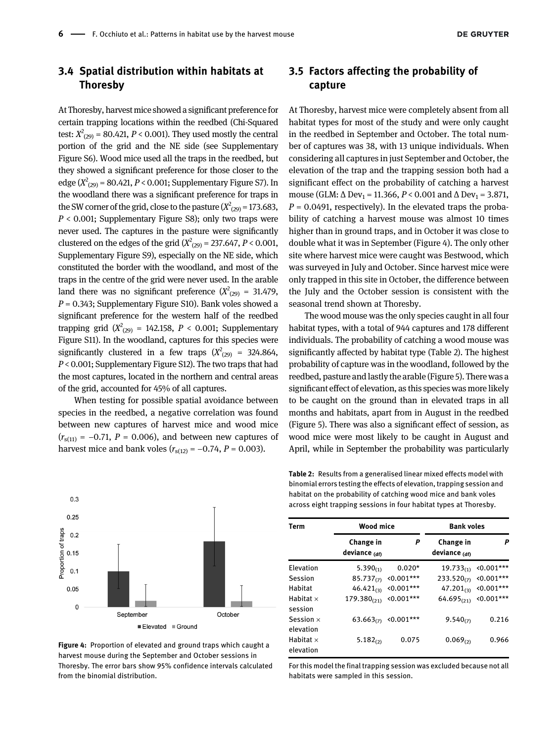## 3.4 Spatial distribution within habitats at Thoresby

At Thoresby, harvest mice showed a significant preference for certain trapping locations within the reedbed (Chi-Squared test: $X^2_{(29)} = 80.421$, $P < 0.001$). They used mostly the central portion of the grid and the NE side (see Supplementary Figure S6). Wood mice used all the traps in the reedbed, but they showed a significant preference for those closer to the edge ($X^2_{(29)} = 80.421$, $P < 0.001$; Supplementary Figure S7). In the woodland there was a significant preference for traps in the SW corner of the grid, close to the pasture ($X^2_{(29)} = 173.683$, $P < 0.001$; Supplementary Figure S8); only two traps were never used. The captures in the pasture were significantly clustered on the edges of the grid ($X^2_{(29)} = 237.647$, $P < 0.001$, Supplementary Figure S9), especially on the NE side, which constituted the border with the woodland, and most of the traps in the centre of the grid were never used. In the arable land there was no significant preference ($X^2_{(29)} = 31.479$, $P = 0.343$; Supplementary Figure S10). Bank voles showed a significant preference for the western half of the reedbed trapping grid ($X^2_{(29)} = 142.158$, $P < 0.001$; Supplementary Figure S11). In the woodland, captures for this species were significantly clustered in a few traps ($X^2_{(29)} = 324.864$, $P < 0.001$; Supplementary Figure S12). The two traps that had the most captures, located in the northern and central areas of the grid, accounted for 45% of all captures.

When testing for possible spatial avoidance between species in the reedbed, a negative correlation was found between new captures of harvest mice and wood mice ($r_{s(11)} = -0.71$, $P = 0.006$), and between new captures of harvest mice and bank voles ($r_{s(12)} = -0.74$, $P = 0.003$).

Figure 4: Proportion of elevated and ground traps which caught a harvest mouse during the September and October sessions in Thoresby. The error bars show 95% confidence intervals calculated from the binomial distribution.

## 3.5 Factors affecting the probability of capture

At Thoresby, harvest mice were completely absent from all habitat types for most of the study and were only caught in the reedbed in September and October. The total number of captures was 38, with 13 unique individuals. When considering all captures in just September and October, the elevation of the trap and the trapping session both had a significant effect on the probability of catching a harvest mouse (GLM: $\Delta$ $Dev_1 = 11.366$, $P < 0.001$ and $\Delta$ $Dev_1 = 3.871$, $P = 0.0491$, respectively). In the elevated traps the probability of catching a harvest mouse was almost 10 times higher than in ground traps, and in October it was close to double what it was in September (Figure 4). The only other site where harvest mice were caught was Bestwood, which was surveyed in July and October. Since harvest mice were only trapped in this site in October, the difference between the July and the October session is consistent with the seasonal trend shown at Thoresby.

The wood mouse was the only species caught in all four habitat types, with a total of 944 captures and 178 different individuals. The probability of catching a wood mouse was significantly affected by habitat type (Table 2). The highest probability of capture was in the woodland, followed by the reedbed, pasture and lastly the arable (Figure 5). There was a significant effect of elevation, as this species was more likely to be caught on the ground than in elevated traps in all months and habitats, apart from in August in the reedbed (Figure 5). There was also a significant effect of session, as wood mice were most likely to be caught in August and April, while in September the probability was particularly

Table 2: Results from a generalised linear mixed effects model with binomial errors testing the effects of elevation, trapping session and habitat on the probability of catching wood mice and bank voles across eight trapping sessions in four habitat types at Thoresby.

| Term | Wood mice | | Bank voles | |
|---|---|---|---|---|
| | Change in deviance $_{(df)}$ | *P* | Change in deviance $_{(df)}$ | *P* |
| Elevation | $5.390_{(1)}$ | 0.020* | $19.733_{(1)}$ | <0.001*** |
| Session | $85.737_{(7)}$ | <0.001*** | $233.520_{(7)}$ | <0.001*** |
| Habitat | $46.421_{(3)}$ | <0.001*** | $47.201_{(3)}$ | <0.001*** |
| Habitat × session | $179.380_{(21)}$ | <0.001*** | $64.695_{(21)}$ | <0.001*** |
| Session × elevation | $63.663_{(7)}$ | <0.001*** | $9.540_{(7)}$ | 0.216 |
| Habitat × elevation | $5.182_{(2)}$ | 0.075 | $0.069_{(2)}$ | 0.966 |

For this model the final trapping session was excluded because not all habitats were sampled in this session.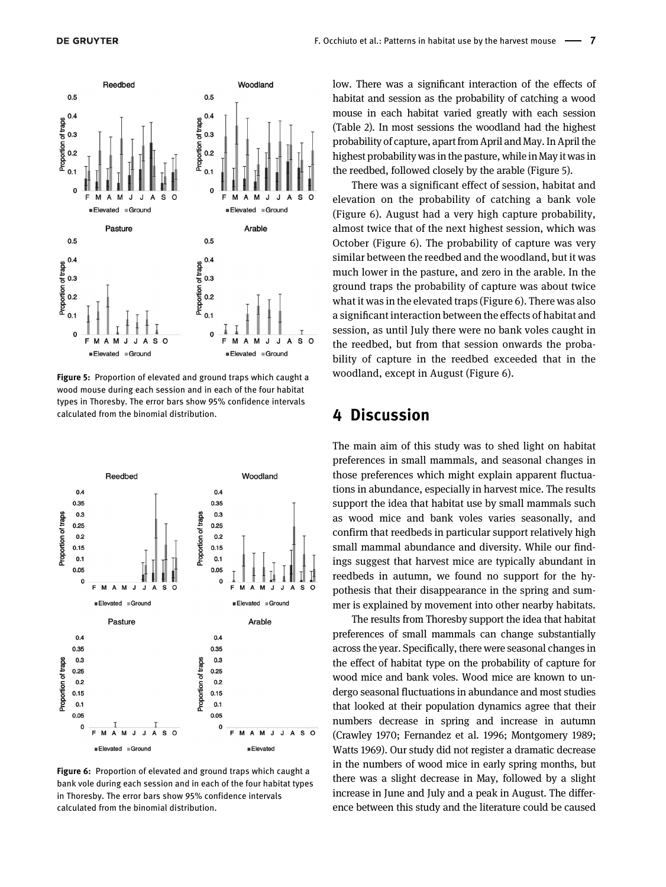low. There was a significant interaction of the effects of habitat and session as the probability of catching a wood mouse in each habitat varied greatly with each session (Table 2). In most sessions the woodland had the highest probability of capture, apart from April and May. In April the highest probability was in the pasture, while in May it was in the reedbed, followed closely by the arable (Figure 5).

There was a significant effect of session, habitat and elevation on the probability of catching a bank vole (Figure 6). August had a very high capture probability, almost twice that of the next highest session, which was October (Figure 6). The probability of capture was very similar between the reedbed and the woodland, but it was much lower in the pasture, and zero in the arable. In the ground traps the probability of capture was about twice what it was in the elevated traps (Figure 6). There was also a significant interaction between the effects of habitat and session, as until July there were no bank voles caught in the reedbed, but from that session onwards the probability of capture in the reedbed exceeded that in the woodland, except in August (Figure 6).

**Figure 5:** Proportion of elevated and ground traps which caught a wood mouse during each session and in each of the four habitat types in Thoresby. The error bars show 95% confidence intervals calculated from the binomial distribution.

**Figure 6:** Proportion of elevated and ground traps which caught a bank vole during each session and in each of the four habitat types in Thoresby. The error bars show 95% confidence intervals calculated from the binomial distribution.

## 4 Discussion

The main aim of this study was to shed light on habitat preferences in small mammals, and seasonal changes in those preferences which might explain apparent fluctuations in abundance, especially in harvest mice. The results support the idea that habitat use by small mammals such as wood mice and bank voles varies seasonally, and confirm that reedbeds in particular support relatively high small mammal abundance and diversity. While our findings suggest that harvest mice are typically abundant in reedbeds in autumn, we found no support for the hypothesis that their disappearance in the spring and summer is explained by movement into other nearby habitats.

The results from Thoresby support the idea that habitat preferences of small mammals can change substantially across the year. Specifically, there were seasonal changes in the effect of habitat type on the probability of capture for wood mice and bank voles. Wood mice are known to undergo seasonal fluctuations in abundance and most studies that looked at their population dynamics agree that their numbers decrease in spring and increase in autumn (Crawley 1970; Fernandez et al. 1996; Montgomery 1989; Watts 1969). Our study did not register a dramatic decrease in the numbers of wood mice in early spring months, but there was a slight decrease in May, followed by a slight increase in June and July and a peak in August. The difference between this study and the literature could be caused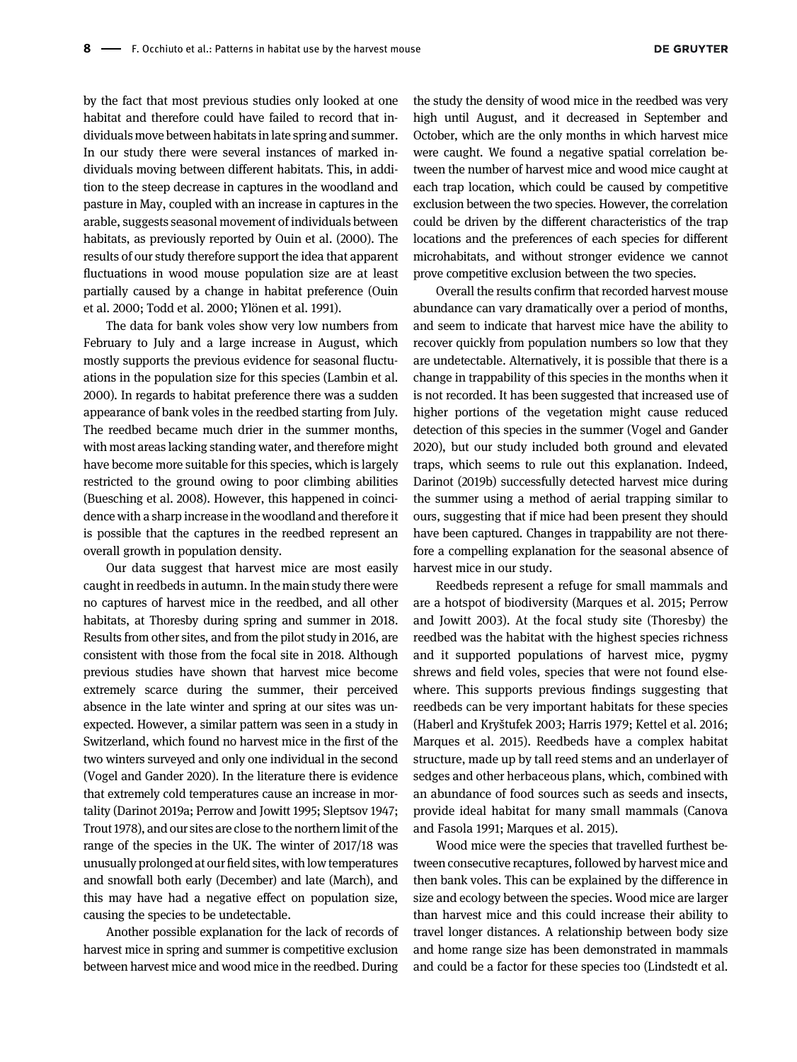by the fact that most previous studies only looked at one habitat and therefore could have failed to record that individuals move between habitats in late spring and summer. In our study there were several instances of marked individuals moving between different habitats. This, in addition to the steep decrease in captures in the woodland and pasture in May, coupled with an increase in captures in the arable, suggests seasonal movement of individuals between habitats, as previously reported by Ouin et al. (2000). The results of our study therefore support the idea that apparent fluctuations in wood mouse population size are at least partially caused by a change in habitat preference (Ouin et al. 2000; Todd et al. 2000; Ylönen et al. 1991).

The data for bank voles show very low numbers from February to July and a large increase in August, which mostly supports the previous evidence for seasonal fluctuations in the population size for this species (Lambin et al. 2000). In regards to habitat preference there was a sudden appearance of bank voles in the reedbed starting from July. The reedbed became much drier in the summer months, with most areas lacking standing water, and therefore might have become more suitable for this species, which is largely restricted to the ground owing to poor climbing abilities (Buesching et al. 2008). However, this happened in coincidence with a sharp increase in the woodland and therefore it is possible that the captures in the reedbed represent an overall growth in population density.

Our data suggest that harvest mice are most easily caught in reedbeds in autumn. In the main study there were no captures of harvest mice in the reedbed, and all other habitats, at Thoresby during spring and summer in 2018. Results from other sites, and from the pilot study in 2016, are consistent with those from the focal site in 2018. Although previous studies have shown that harvest mice become extremely scarce during the summer, their perceived absence in the late winter and spring at our sites was unexpected. However, a similar pattern was seen in a study in Switzerland, which found no harvest mice in the first of the two winters surveyed and only one individual in the second (Vogel and Gander 2020). In the literature there is evidence that extremely cold temperatures cause an increase in mortality (Darinot 2019a; Perrow and Jowitt 1995; Sleptsov 1947; Trout 1978), and our sites are close to the northern limit of the range of the species in the UK. The winter of 2017/18 was unusually prolonged at our field sites, with low temperatures and snowfall both early (December) and late (March), and this may have had a negative effect on population size, causing the species to be undetectable.

Another possible explanation for the lack of records of harvest mice in spring and summer is competitive exclusion between harvest mice and wood mice in the reedbed. During the study the density of wood mice in the reedbed was very high until August, and it decreased in September and October, which are the only months in which harvest mice were caught. We found a negative spatial correlation between the number of harvest mice and wood mice caught at each trap location, which could be caused by competitive exclusion between the two species. However, the correlation could be driven by the different characteristics of the trap locations and the preferences of each species for different microhabitats, and without stronger evidence we cannot prove competitive exclusion between the two species.

Overall the results confirm that recorded harvest mouse abundance can vary dramatically over a period of months, and seem to indicate that harvest mice have the ability to recover quickly from population numbers so low that they are undetectable. Alternatively, it is possible that there is a change in trappability of this species in the months when it is not recorded. It has been suggested that increased use of higher portions of the vegetation might cause reduced detection of this species in the summer (Vogel and Gander 2020), but our study included both ground and elevated traps, which seems to rule out this explanation. Indeed, Darinot (2019b) successfully detected harvest mice during the summer using a method of aerial trapping similar to ours, suggesting that if mice had been present they should have been captured. Changes in trappability are not therefore a compelling explanation for the seasonal absence of harvest mice in our study.

Reedbeds represent a refuge for small mammals and are a hotspot of biodiversity (Marques et al. 2015; Perrow and Jowitt 2003). At the focal study site (Thoresby) the reedbed was the habitat with the highest species richness and it supported populations of harvest mice, pygmy shrews and field voles, species that were not found elsewhere. This supports previous findings suggesting that reedbeds can be very important habitats for these species (Haberl and Kryštufek 2003; Harris 1979; Kettel et al. 2016; Marques et al. 2015). Reedbeds have a complex habitat structure, made up by tall reed stems and an underlayer of sedges and other herbaceous plans, which, combined with an abundance of food sources such as seeds and insects, provide ideal habitat for many small mammals (Canova and Fasola 1991; Marques et al. 2015).

Wood mice were the species that travelled furthest between consecutive recaptures, followed by harvest mice and then bank voles. This can be explained by the difference in size and ecology between the species. Wood mice are larger than harvest mice and this could increase their ability to travel longer distances. A relationship between body size and home range size has been demonstrated in mammals and could be a factor for these species too (Lindstedt et al.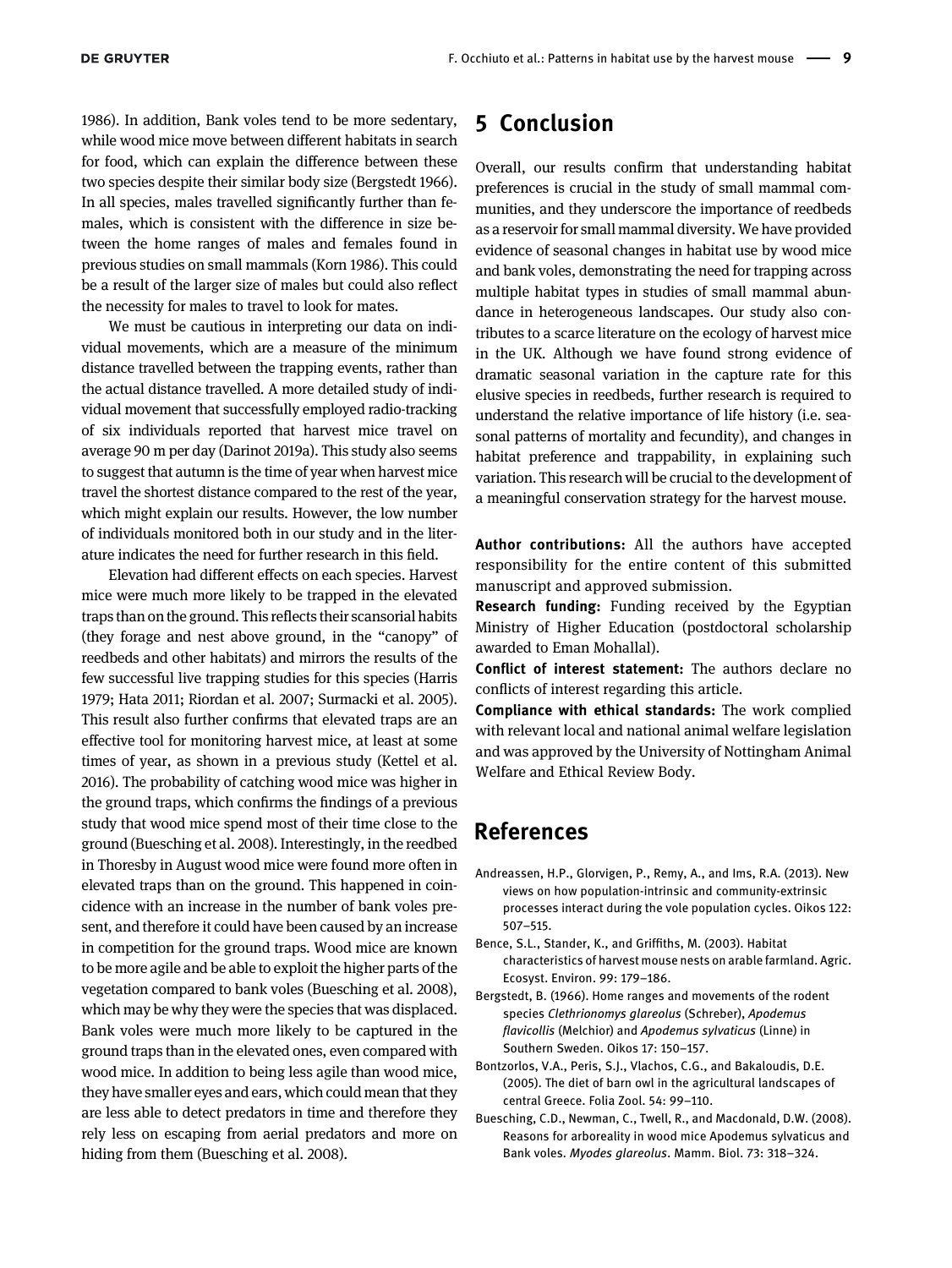1986). In addition, Bank voles tend to be more sedentary, while wood mice move between different habitats in search for food, which can explain the difference between these two species despite their similar body size (Bergstedt 1966). In all species, males travelled significantly further than females, which is consistent with the difference in size between the home ranges of males and females found in previous studies on small mammals (Korn 1986). This could be a result of the larger size of males but could also reflect the necessity for males to travel to look for mates.

We must be cautious in interpreting our data on individual movements, which are a measure of the minimum distance travelled between the trapping events, rather than the actual distance travelled. A more detailed study of individual movement that successfully employed radio-tracking of six individuals reported that harvest mice travel on average 90 m per day (Darinot 2019a). This study also seems to suggest that autumn is the time of year when harvest mice travel the shortest distance compared to the rest of the year, which might explain our results. However, the low number of individuals monitored both in our study and in the literature indicates the need for further research in this field.

Elevation had different effects on each species. Harvest mice were much more likely to be trapped in the elevated traps than on the ground. This reflects their scansorial habits (they forage and nest above ground, in the "canopy" of reedbeds and other habitats) and mirrors the results of the few successful live trapping studies for this species (Harris 1979; Hata 2011; Riordan et al. 2007; Surmacki et al. 2005). This result also further confirms that elevated traps are an effective tool for monitoring harvest mice, at least at some times of year, as shown in a previous study (Kettel et al. 2016). The probability of catching wood mice was higher in the ground traps, which confirms the findings of a previous study that wood mice spend most of their time close to the ground (Buesching et al. 2008). Interestingly, in the reedbed in Thoresby in August wood mice were found more often in elevated traps than on the ground. This happened in coincidence with an increase in the number of bank voles present, and therefore it could have been caused by an increase in competition for the ground traps. Wood mice are known to be more agile and be able to exploit the higher parts of the vegetation compared to bank voles (Buesching et al. 2008), which may be why they were the species that was displaced. Bank voles were much more likely to be captured in the ground traps than in the elevated ones, even compared with wood mice. In addition to being less agile than wood mice, they have smaller eyes and ears, which could mean that they are less able to detect predators in time and therefore they rely less on escaping from aerial predators and more on hiding from them (Buesching et al. 2008).

## 5 Conclusion

Overall, our results confirm that understanding habitat preferences is crucial in the study of small mammal communities, and they underscore the importance of reedbeds as a reservoir for small mammal diversity. We have provided evidence of seasonal changes in habitat use by wood mice and bank voles, demonstrating the need for trapping across multiple habitat types in studies of small mammal abundance in heterogeneous landscapes. Our study also contributes to a scarce literature on the ecology of harvest mice in the UK. Although we have found strong evidence of dramatic seasonal variation in the capture rate for this elusive species in reedbeds, further research is required to understand the relative importance of life history (i.e. seasonal patterns of mortality and fecundity), and changes in habitat preference and trappability, in explaining such variation. This research will be crucial to the development of a meaningful conservation strategy for the harvest mouse.

**Author contributions:** All the authors have accepted responsibility for the entire content of this submitted manuscript and approved submission.

**Research funding:** Funding received by the Egyptian Ministry of Higher Education (postdoctoral scholarship awarded to Eman Mohallal).

**Conflict of interest statement:** The authors declare no conflicts of interest regarding this article.

**Compliance with ethical standards:** The work complied with relevant local and national animal welfare legislation and was approved by the University of Nottingham Animal Welfare and Ethical Review Body.

## References

Andreassen, H.P., Glorvigen, P., Remy, A., and Ims, R.A. (2013). New views on how population-intrinsic and community-extrinsic processes interact during the vole population cycles. Oikos 122: 507–515.

Bence, S.L., Stander, K., and Griffiths, M. (2003). Habitat characteristics of harvest mouse nests on arable farmland. Agric. Ecosyst. Environ. 99: 179–186.

Bergstedt, B. (1966). Home ranges and movements of the rodent species *Clethrionomys glareolus* (Schreber), *Apodemus flavicollis* (Melchior) and *Apodemus sylvaticus* (Linne) in Southern Sweden. Oikos 17: 150–157.

Bontzorlos, V.A., Peris, S.J., Vlachos, C.G., and Bakaloudis, D.E. (2005). The diet of barn owl in the agricultural landscapes of central Greece. Folia Zool. 54: 99–110.

Buesching, C.D., Newman, C., Twell, R., and Macdonald, D.W. (2008). Reasons for arboreality in wood mice Apodemus sylvaticus and Bank voles. *Myodes glareolus*. Mamm. Biol. 73: 318–324.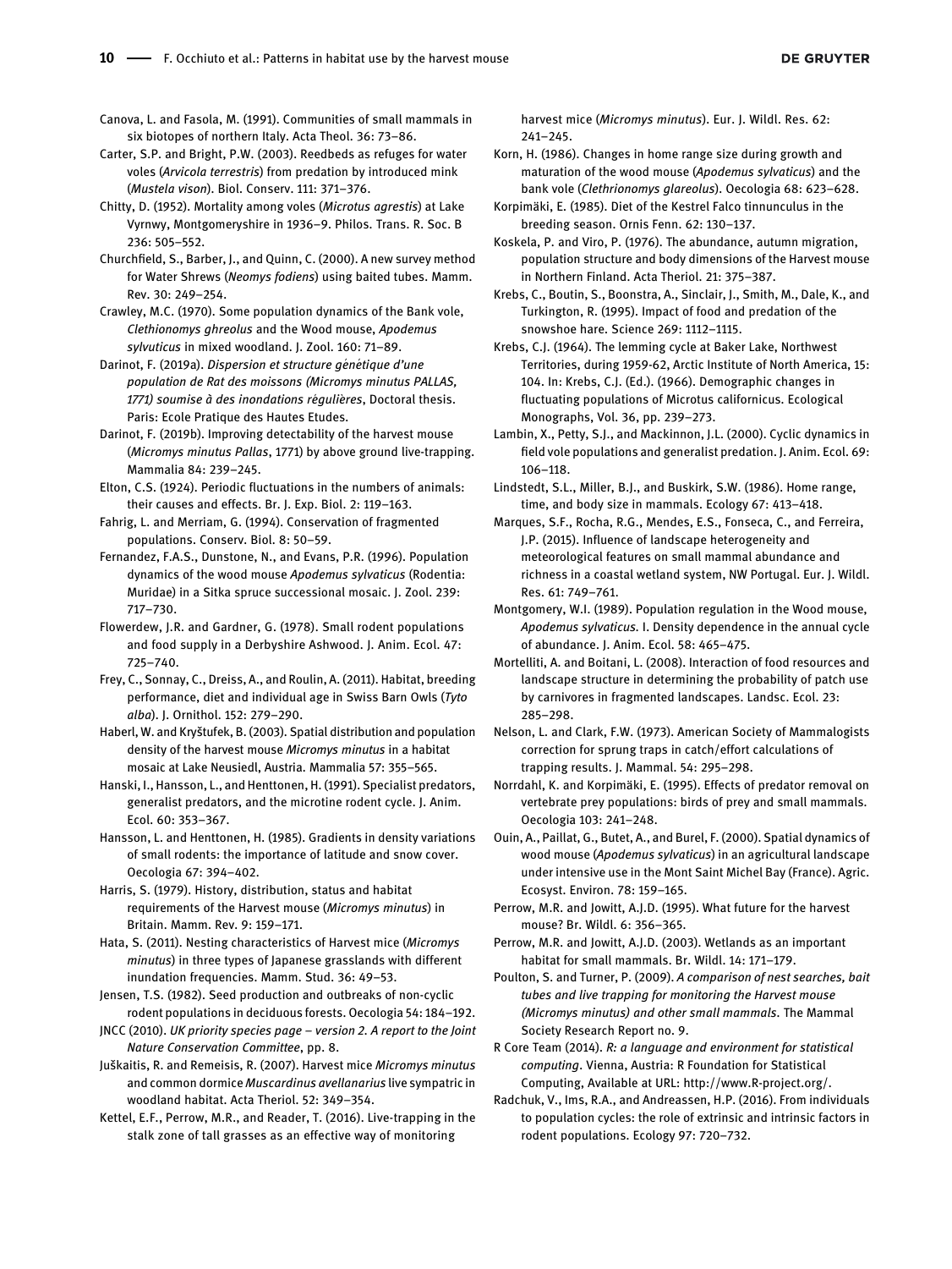Canova, L. and Fasola, M. (1991). Communities of small mammals in six biotopes of northern Italy. Acta Theol. 36: 73–86.

Carter, S.P. and Bright, P.W. (2003). Reedbeds as refuges for water voles (*Arvicola terrestris*) from predation by introduced mink (*Mustela vison*). Biol. Conserv. 111: 371–376.

Chitty, D. (1952). Mortality among voles (*Microtus agrestis*) at Lake Vyrnwy, Montgomeryshire in 1936–9. Philos. Trans. R. Soc. B 236: 505–552.

Churchfield, S., Barber, J., and Quinn, C. (2000). A new survey method for Water Shrews (*Neomys fodiens*) using baited tubes. Mamm. Rev. 30: 249–254.

Crawley, M.C. (1970). Some population dynamics of the Bank vole, *Clethionomys ghreolus* and the Wood mouse, *Apodemus sylvuticus* in mixed woodland. J. Zool. 160: 71–89.

Darinot, F. (2019a). *Dispersion et structure génétique d'une population de Rat des moissons (Micromys minutus PALLAS, 1771) soumise à des inondations régulières*, Doctoral thesis. Paris: Ecole Pratique des Hautes Etudes.

Darinot, F. (2019b). Improving detectability of the harvest mouse (*Micromys minutus Pallas*, 1771) by above ground live-trapping. Mammalia 84: 239–245.

Elton, C.S. (1924). Periodic fluctuations in the numbers of animals: their causes and effects. Br. J. Exp. Biol. 2: 119–163.

Fahrig, L. and Merriam, G. (1994). Conservation of fragmented populations. Conserv. Biol. 8: 50–59.

Fernandez, F.A.S., Dunstone, N., and Evans, P.R. (1996). Population dynamics of the wood mouse *Apodemus sylvaticus* (Rodentia: Muridae) in a Sitka spruce successional mosaic. J. Zool. 239: 717–730.

Flowerdew, J.R. and Gardner, G. (1978). Small rodent populations and food supply in a Derbyshire Ashwood. J. Anim. Ecol. 47: 725–740.

Frey, C., Sonnay, C., Dreiss, A., and Roulin, A. (2011). Habitat, breeding performance, diet and individual age in Swiss Barn Owls (*Tyto alba*). J. Ornithol. 152: 279–290.

Haberl, W. and Kryštufek, B. (2003). Spatial distribution and population density of the harvest mouse *Micromys minutus* in a habitat mosaic at Lake Neusiedl, Austria. Mammalia 57: 355–565.

Hanski, I., Hansson, L., and Henttonen, H. (1991). Specialist predators, generalist predators, and the microtine rodent cycle. J. Anim. Ecol. 60: 353–367.

Hansson, L. and Henttonen, H. (1985). Gradients in density variations of small rodents: the importance of latitude and snow cover. Oecologia 67: 394–402.

Harris, S. (1979). History, distribution, status and habitat requirements of the Harvest mouse (*Micromys minutus*) in Britain. Mamm. Rev. 9: 159–171.

Hata, S. (2011). Nesting characteristics of Harvest mice (*Micromys minutus*) in three types of Japanese grasslands with different inundation frequencies. Mamm. Stud. 36: 49–53.

Jensen, T.S. (1982). Seed production and outbreaks of non-cyclic rodent populations in deciduous forests. Oecologia 54: 184–192.

JNCC (2010). *UK priority species page – version 2. A report to the Joint Nature Conservation Committee*, pp. 8.

Juškaitis, R. and Remeisis, R. (2007). Harvest mice *Micromys minutus* and common dormice *Muscardinus avellanarius* live sympatric in woodland habitat. Acta Theriol. 52: 349–354.

Kettel, E.F., Perrow, M.R., and Reader, T. (2016). Live-trapping in the stalk zone of tall grasses as an effective way of monitoring harvest mice (*Micromys minutus*). Eur. J. Wildl. Res. 62: 241–245.

Korn, H. (1986). Changes in home range size during growth and maturation of the wood mouse (*Apodemus sylvaticus*) and the bank vole (*Clethrionomys glareolus*). Oecologia 68: 623–628.

Korpimäki, E. (1985). Diet of the Kestrel Falco tinnunculus in the breeding season. Ornis Fenn. 62: 130–137.

Koskela, P. and Viro, P. (1976). The abundance, autumn migration, population structure and body dimensions of the Harvest mouse in Northern Finland. Acta Theriol. 21: 375–387.

Krebs, C., Boutin, S., Boonstra, A., Sinclair, J., Smith, M., Dale, K., and Turkington, R. (1995). Impact of food and predation of the snowshoe hare. Science 269: 1112–1115.

Krebs, C.J. (1964). The lemming cycle at Baker Lake, Northwest Territories, during 1959-62, Arctic Institute of North America, 15: 104. In: Krebs, C.J. (Ed.). (1966). Demographic changes in fluctuating populations of Microtus californicus. Ecological Monographs, Vol. 36, pp. 239–273.

Lambin, X., Petty, S.J., and Mackinnon, J.L. (2000). Cyclic dynamics in field vole populations and generalist predation. J. Anim. Ecol. 69: 106–118.

Lindstedt, S.L., Miller, B.J., and Buskirk, S.W. (1986). Home range, time, and body size in mammals. Ecology 67: 413–418.

Marques, S.F., Rocha, R.G., Mendes, E.S., Fonseca, C., and Ferreira, J.P. (2015). Influence of landscape heterogeneity and meteorological features on small mammal abundance and richness in a coastal wetland system, NW Portugal. Eur. J. Wildl. Res. 61: 749–761.

Montgomery, W.I. (1989). Population regulation in the Wood mouse, *Apodemus sylvaticus*. I. Density dependence in the annual cycle of abundance. J. Anim. Ecol. 58: 465–475.

Mortelliti, A. and Boitani, L. (2008). Interaction of food resources and landscape structure in determining the probability of patch use by carnivores in fragmented landscapes. Landsc. Ecol. 23: 285–298.

Nelson, L. and Clark, F.W. (1973). American Society of Mammalogists correction for sprung traps in catch/effort calculations of trapping results. J. Mammal. 54: 295–298.

Norrdahl, K. and Korpimäki, E. (1995). Effects of predator removal on vertebrate prey populations: birds of prey and small mammals. Oecologia 103: 241–248.

Ouin, A., Paillat, G., Butet, A., and Burel, F. (2000). Spatial dynamics of wood mouse (*Apodemus sylvaticus*) in an agricultural landscape under intensive use in the Mont Saint Michel Bay (France). Agric. Ecosyst. Environ. 78: 159–165.

Perrow, M.R. and Jowitt, A.J.D. (1995). What future for the harvest mouse? Br. Wildl. 6: 356–365.

Perrow, M.R. and Jowitt, A.J.D. (2003). Wetlands as an important habitat for small mammals. Br. Wildl. 14: 171–179.

Poulton, S. and Turner, P. (2009). *A comparison of nest searches, bait tubes and live trapping for monitoring the Harvest mouse (Micromys minutus) and other small mammals*. The Mammal Society Research Report no. 9.

R Core Team (2014). *R: a language and environment for statistical computing*. Vienna, Austria: R Foundation for Statistical Computing, Available at URL: http://www.R-project.org/.

Radchuk, V., Ims, R.A., and Andreassen, H.P. (2016). From individuals to population cycles: the role of extrinsic and intrinsic factors in rodent populations. Ecology 97: 720–732.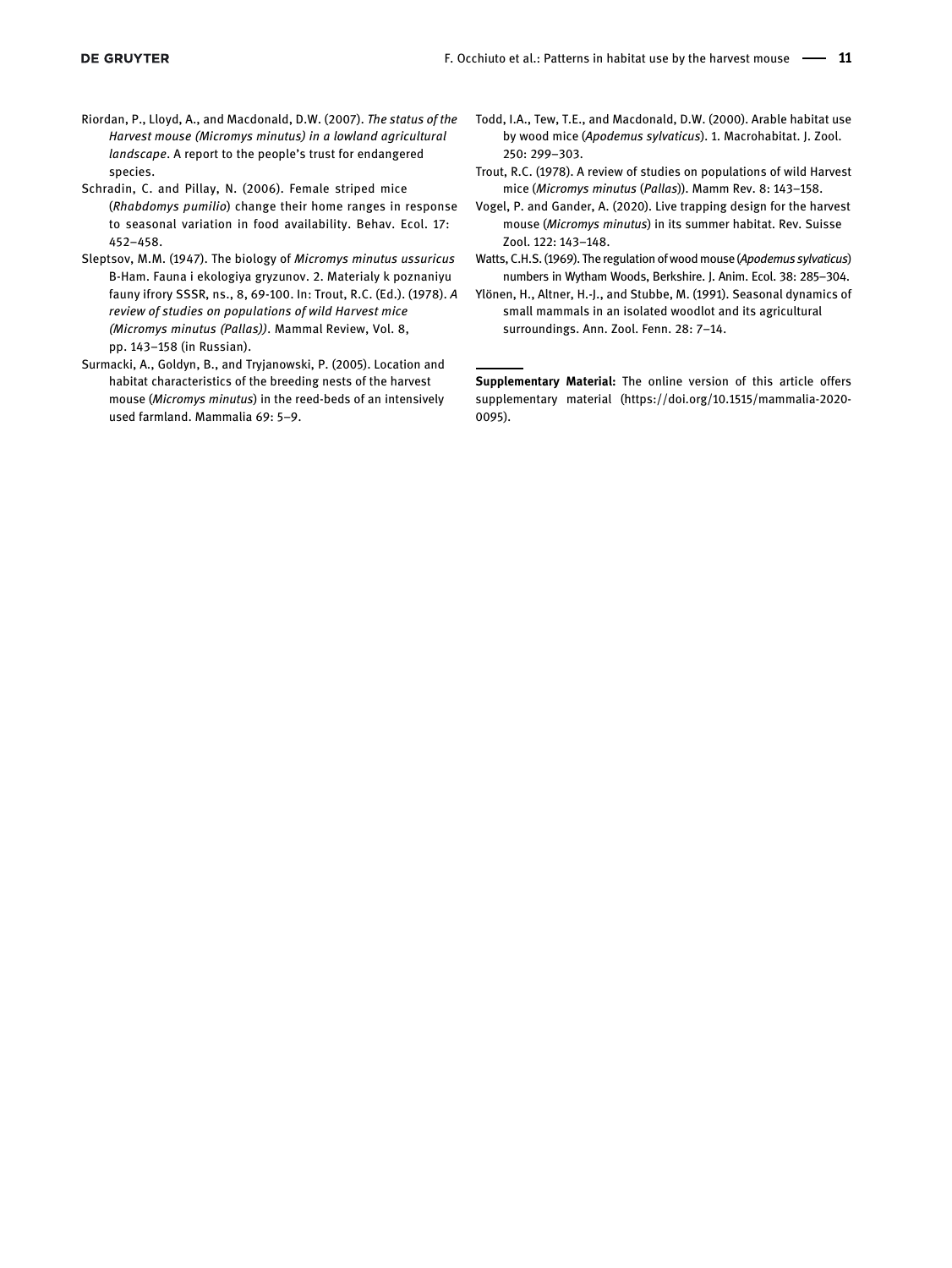Riordan, P., Lloyd, A., and Macdonald, D.W. (2007). *The status of the Harvest mouse (Micromys minutus) in a lowland agricultural landscape*. A report to the people's trust for endangered species.

Schradin, C. and Pillay, N. (2006). Female striped mice (*Rhabdomys pumilio*) change their home ranges in response to seasonal variation in food availability. Behav. Ecol. 17: 452–458.

Sleptsov, M.M. (1947). The biology of *Micromys minutus ussuricus* B-Ham. Fauna i ekologiya gryzunov. 2. Materialy k poznaniyu fauny ifrory SSSR, ns., 8, 69-100. In: Trout, R.C. (Ed.). (1978). *A review of studies on populations of wild Harvest mice (Micromys minutus (Pallas))*. Mammal Review, Vol. 8, pp. 143–158 (in Russian).

Surmacki, A., Goldyn, B., and Tryjanowski, P. (2005). Location and habitat characteristics of the breeding nests of the harvest mouse (*Micromys minutus*) in the reed-beds of an intensively used farmland. Mammalia 69: 5–9.

Todd, I.A., Tew, T.E., and Macdonald, D.W. (2000). Arable habitat use by wood mice (*Apodemus sylvaticus*). 1. Macrohabitat. J. Zool. 250: 299–303.

Trout, R.C. (1978). A review of studies on populations of wild Harvest mice (*Micromys minutus* (*Pallas*)). Mamm Rev. 8: 143–158.

Vogel, P. and Gander, A. (2020). Live trapping design for the harvest mouse (*Micromys minutus*) in its summer habitat. Rev. Suisse Zool. 122: 143–148.

Watts, C.H.S. (1969). The regulation of wood mouse (*Apodemus sylvaticus*) numbers in Wytham Woods, Berkshire. J. Anim. Ecol. 38: 285–304.

Ylönen, H., Altner, H.-J., and Stubbe, M. (1991). Seasonal dynamics of small mammals in an isolated woodlot and its agricultural surroundings. Ann. Zool. Fenn. 28: 7–14.

---

**Supplementary Material:** The online version of this article offers supplementary material (https://doi.org/10.1515/mammalia-2020-0095).